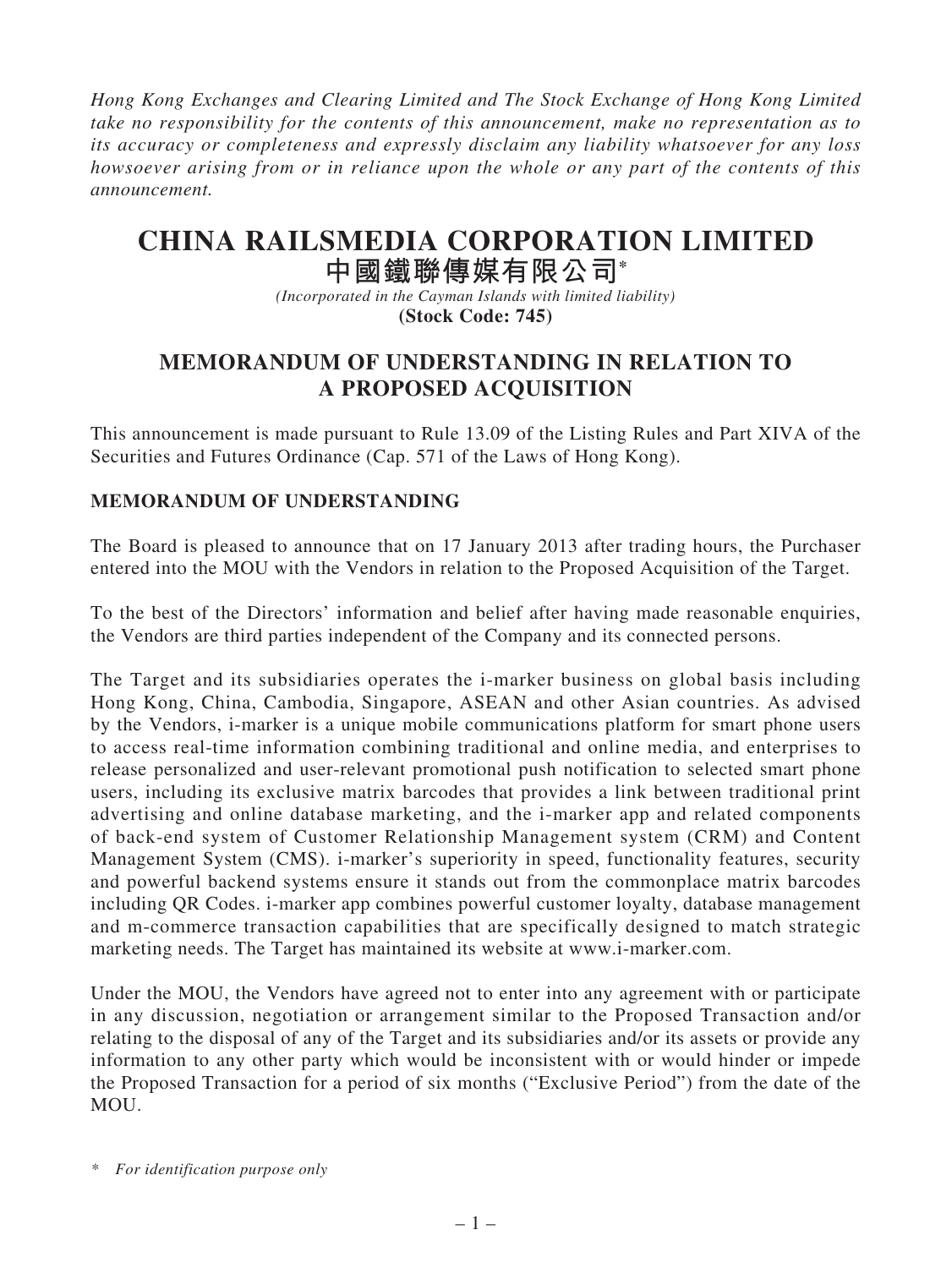*Hong Kong Exchanges and Clearing Limited and The Stock Exchange of Hong Kong Limited take no responsibility for the contents of this announcement, make no representation as to its accuracy or completeness and expressly disclaim any liability whatsoever for any loss howsoever arising from or in reliance upon the whole or any part of the contents of this announcement.*

# CHINA RAILSMEDIA CORPORATION LIMITED
# 中國鐵聯傳媒有限公司*

*(Incorporated in the Cayman Islands with limited liability)*

**(Stock Code: 745)**

## MEMORANDUM OF UNDERSTANDING IN RELATION TO A PROPOSED ACQUISITION

This announcement is made pursuant to Rule 13.09 of the Listing Rules and Part XIVA of the Securities and Futures Ordinance (Cap. 571 of the Laws of Hong Kong).

### MEMORANDUM OF UNDERSTANDING

The Board is pleased to announce that on 17 January 2013 after trading hours, the Purchaser entered into the MOU with the Vendors in relation to the Proposed Acquisition of the Target.

To the best of the Directors' information and belief after having made reasonable enquiries, the Vendors are third parties independent of the Company and its connected persons.

The Target and its subsidiaries operates the i-marker business on global basis including Hong Kong, China, Cambodia, Singapore, ASEAN and other Asian countries. As advised by the Vendors, i-marker is a unique mobile communications platform for smart phone users to access real-time information combining traditional and online media, and enterprises to release personalized and user-relevant promotional push notification to selected smart phone users, including its exclusive matrix barcodes that provides a link between traditional print advertising and online database marketing, and the i-marker app and related components of back-end system of Customer Relationship Management system (CRM) and Content Management System (CMS). i-marker's superiority in speed, functionality features, security and powerful backend systems ensure it stands out from the commonplace matrix barcodes including QR Codes. i-marker app combines powerful customer loyalty, database management and m-commerce transaction capabilities that are specifically designed to match strategic marketing needs. The Target has maintained its website at www.i-marker.com.

Under the MOU, the Vendors have agreed not to enter into any agreement with or participate in any discussion, negotiation or arrangement similar to the Proposed Transaction and/or relating to the disposal of any of the Target and its subsidiaries and/or its assets or provide any information to any other party which would be inconsistent with or would hinder or impede the Proposed Transaction for a period of six months ("Exclusive Period") from the date of the MOU.

\* *For identification purpose only*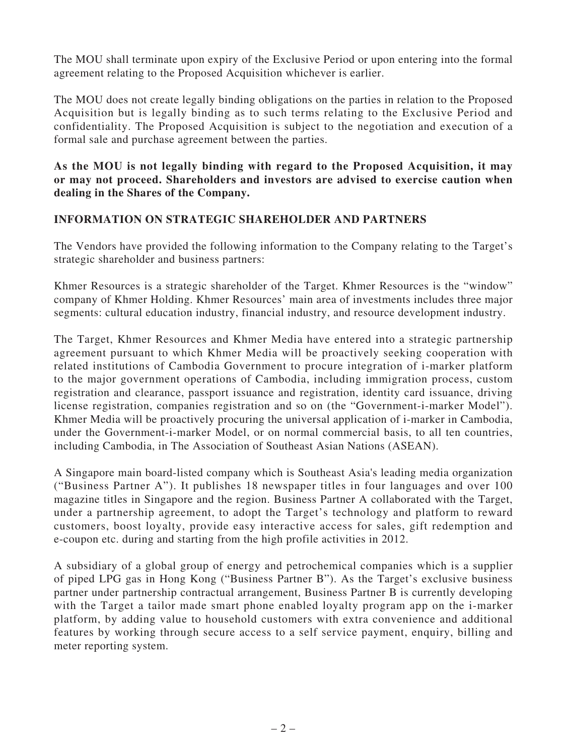The MOU shall terminate upon expiry of the Exclusive Period or upon entering into the formal agreement relating to the Proposed Acquisition whichever is earlier.

The MOU does not create legally binding obligations on the parties in relation to the Proposed Acquisition but is legally binding as to such terms relating to the Exclusive Period and confidentiality. The Proposed Acquisition is subject to the negotiation and execution of a formal sale and purchase agreement between the parties.

**As the MOU is not legally binding with regard to the Proposed Acquisition, it may or may not proceed. Shareholders and investors are advised to exercise caution when dealing in the Shares of the Company.**

## INFORMATION ON STRATEGIC SHAREHOLDER AND PARTNERS

The Vendors have provided the following information to the Company relating to the Target's strategic shareholder and business partners:

Khmer Resources is a strategic shareholder of the Target. Khmer Resources is the "window" company of Khmer Holding. Khmer Resources' main area of investments includes three major segments: cultural education industry, financial industry, and resource development industry.

The Target, Khmer Resources and Khmer Media have entered into a strategic partnership agreement pursuant to which Khmer Media will be proactively seeking cooperation with related institutions of Cambodia Government to procure integration of i-marker platform to the major government operations of Cambodia, including immigration process, custom registration and clearance, passport issuance and registration, identity card issuance, driving license registration, companies registration and so on (the "Government-i-marker Model"). Khmer Media will be proactively procuring the universal application of i-marker in Cambodia, under the Government-i-marker Model, or on normal commercial basis, to all ten countries, including Cambodia, in The Association of Southeast Asian Nations (ASEAN).

A Singapore main board-listed company which is Southeast Asia's leading media organization ("Business Partner A"). It publishes 18 newspaper titles in four languages and over 100 magazine titles in Singapore and the region. Business Partner A collaborated with the Target, under a partnership agreement, to adopt the Target's technology and platform to reward customers, boost loyalty, provide easy interactive access for sales, gift redemption and e-coupon etc. during and starting from the high profile activities in 2012.

A subsidiary of a global group of energy and petrochemical companies which is a supplier of piped LPG gas in Hong Kong ("Business Partner B"). As the Target's exclusive business partner under partnership contractual arrangement, Business Partner B is currently developing with the Target a tailor made smart phone enabled loyalty program app on the i-marker platform, by adding value to household customers with extra convenience and additional features by working through secure access to a self service payment, enquiry, billing and meter reporting system.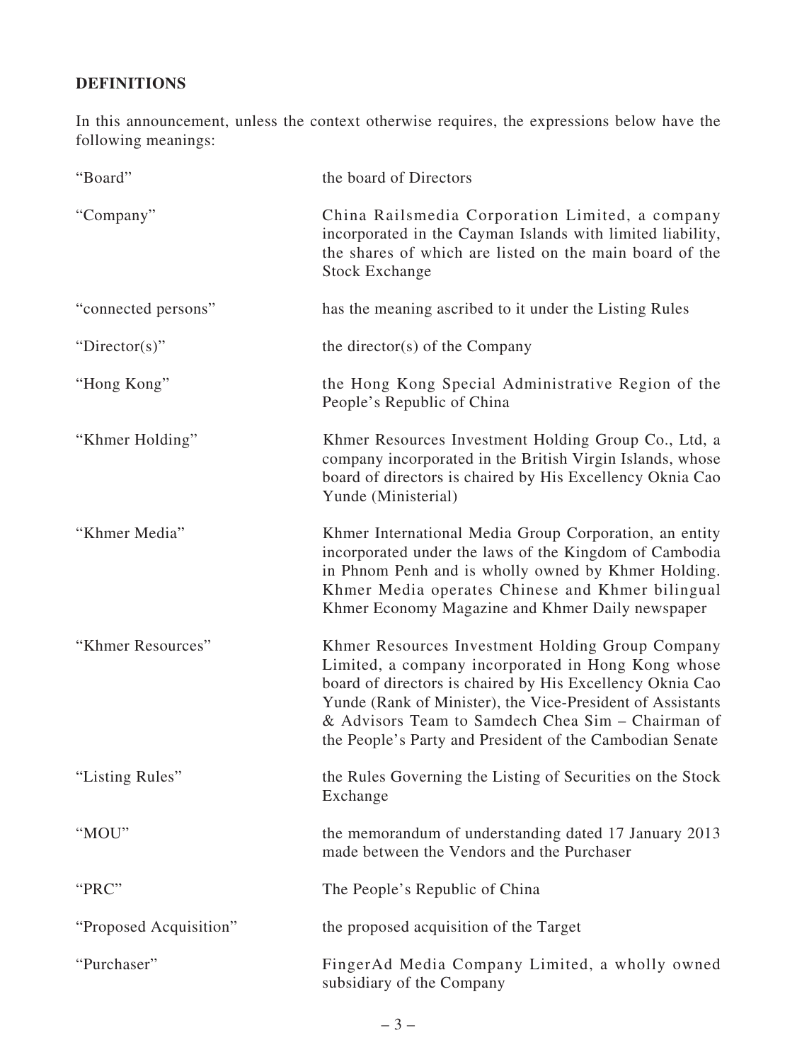## DEFINITIONS

In this announcement, unless the context otherwise requires, the expressions below have the following meanings:

| | |
|---|---|
| "Board" | the board of Directors |
| "Company" | China Railsmedia Corporation Limited, a company incorporated in the Cayman Islands with limited liability, the shares of which are listed on the main board of the Stock Exchange |
| "connected persons" | has the meaning ascribed to it under the Listing Rules |
| "Director(s)" | the director(s) of the Company |
| "Hong Kong" | the Hong Kong Special Administrative Region of the People's Republic of China |
| "Khmer Holding" | Khmer Resources Investment Holding Group Co., Ltd, a company incorporated in the British Virgin Islands, whose board of directors is chaired by His Excellency Oknia Cao Yunde (Ministerial) |
| "Khmer Media" | Khmer International Media Group Corporation, an entity incorporated under the laws of the Kingdom of Cambodia in Phnom Penh and is wholly owned by Khmer Holding. Khmer Media operates Chinese and Khmer bilingual Khmer Economy Magazine and Khmer Daily newspaper |
| "Khmer Resources" | Khmer Resources Investment Holding Group Company Limited, a company incorporated in Hong Kong whose board of directors is chaired by His Excellency Oknia Cao Yunde (Rank of Minister), the Vice-President of Assistants & Advisors Team to Samdech Chea Sim – Chairman of the People's Party and President of the Cambodian Senate |
| "Listing Rules" | the Rules Governing the Listing of Securities on the Stock Exchange |
| "MOU" | the memorandum of understanding dated 17 January 2013 made between the Vendors and the Purchaser |
| "PRC" | The People's Republic of China |
| "Proposed Acquisition" | the proposed acquisition of the Target |
| "Purchaser" | FingerAd Media Company Limited, a wholly owned subsidiary of the Company |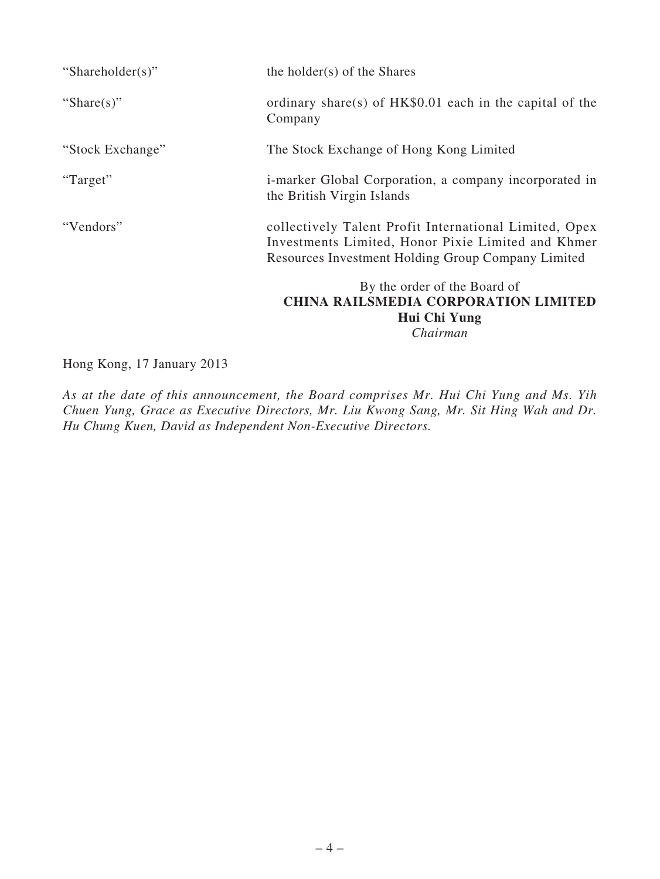| | |
|---|---|
| "Shareholder(s)" | the holder(s) of the Shares |
| "Share(s)" | ordinary share(s) of HK$0.01 each in the capital of the Company |
| "Stock Exchange" | The Stock Exchange of Hong Kong Limited |
| "Target" | i-marker Global Corporation, a company incorporated in the British Virgin Islands |
| "Vendors" | collectively Talent Profit International Limited, Opex Investments Limited, Honor Pixie Limited and Khmer Resources Investment Holding Group Company Limited |

By the order of the Board of
**CHINA RAILSMEDIA CORPORATION LIMITED**
**Hui Chi Yung**
*Chairman*

Hong Kong, 17 January 2013

*As at the date of this announcement, the Board comprises Mr. Hui Chi Yung and Ms. Yih Chuen Yung, Grace as Executive Directors, Mr. Liu Kwong Sang, Mr. Sit Hing Wah and Dr. Hu Chung Kuen, David as Independent Non-Executive Directors.*